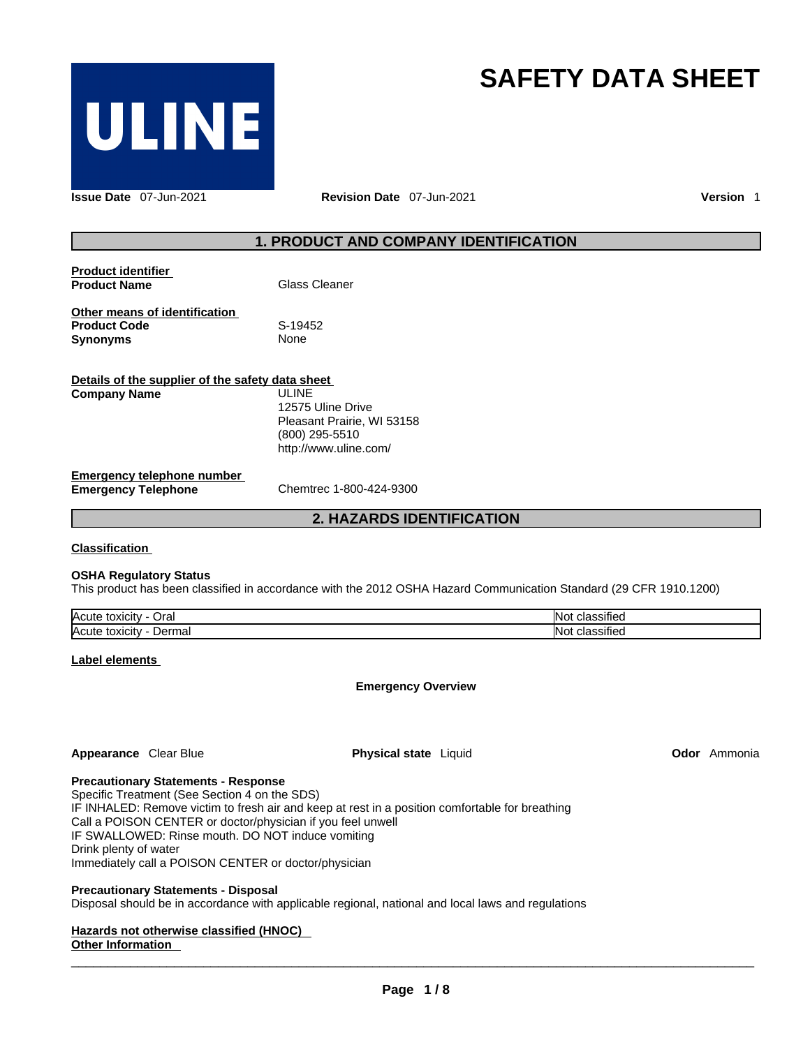ULINE

# SAFETY DATA SHEET

**Issue Date** 07-Jun-2021 **Revision Date** 07-Jun-2021 **Version** 1

## 1. PRODUCT AND COMPANY IDENTIFICATION

**Product identifier**

**Product Name** Glass Cleaner

**Other means of identification**

**Product Code** S-19452

**Synonyms** None

**Details of the supplier of the safety data sheet**

**Company Name** ULINE
12575 Uline Drive
Pleasant Prairie, WI 53158
(800) 295-5510
http://www.uline.com/

**Emergency telephone number**

**Emergency Telephone** Chemtrec 1-800-424-9300

## 2. HAZARDS IDENTIFICATION

**Classification**

**OSHA Regulatory Status**

This product has been classified in accordance with the 2012 OSHA Hazard Communication Standard (29 CFR 1910.1200)

| | |
|---|---|
| Acute toxicity - Oral | Not classified |
| Acute toxicity - Dermal | Not classified |

**Label elements**

**Emergency Overview**

**Appearance** Clear Blue **Physical state** Liquid **Odor** Ammonia

**Precautionary Statements - Response**

Specific Treatment (See Section 4 on the SDS)
IF INHALED: Remove victim to fresh air and keep at rest in a position comfortable for breathing
Call a POISON CENTER or doctor/physician if you feel unwell
IF SWALLOWED: Rinse mouth. DO NOT induce vomiting
Drink plenty of water
Immediately call a POISON CENTER or doctor/physician

**Precautionary Statements - Disposal**

Disposal should be in accordance with applicable regional, national and local laws and regulations

**Hazards not otherwise classified (HNOC)**

**Other Information**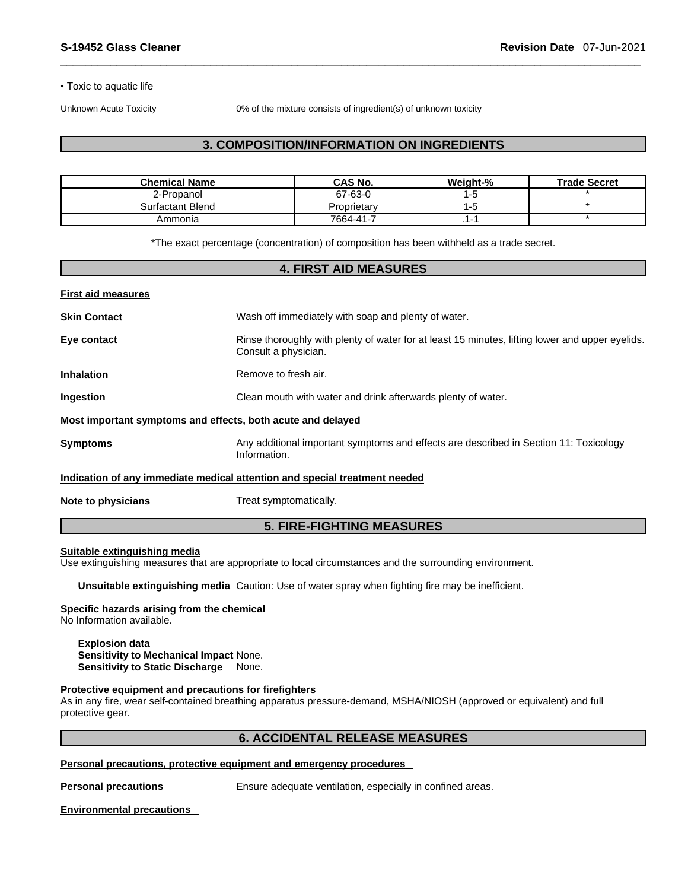• Toxic to aquatic life

Unknown Acute Toxicity 0% of the mixture consists of ingredient(s) of unknown toxicity

## 3. COMPOSITION/INFORMATION ON INGREDIENTS

| Chemical Name | CAS No. | Weight-% | Trade Secret |
|---|---|---|---|
| 2-Propanol | 67-63-0 | 1-5 | * |
| Surfactant Blend | Proprietary | 1-5 | * |
| Ammonia | 7664-41-7 | .1-1 | * |

*The exact percentage (concentration) of composition has been withheld as a trade secret.

## 4. FIRST AID MEASURES

**First aid measures**

**Skin Contact** Wash off immediately with soap and plenty of water.

**Eye contact** Rinse thoroughly with plenty of water for at least 15 minutes, lifting lower and upper eyelids. Consult a physician.

**Inhalation** Remove to fresh air.

**Ingestion** Clean mouth with water and drink afterwards plenty of water.

**Most important symptoms and effects, both acute and delayed**

**Symptoms** Any additional important symptoms and effects are described in Section 11: Toxicology Information.

**Indication of any immediate medical attention and special treatment needed**

**Note to physicians** Treat symptomatically.

## 5. FIRE-FIGHTING MEASURES

**Suitable extinguishing media**

Use extinguishing measures that are appropriate to local circumstances and the surrounding environment.

**Unsuitable extinguishing media** Caution: Use of water spray when fighting fire may be inefficient.

**Specific hazards arising from the chemical**

No Information available.

**Explosion data**

**Sensitivity to Mechanical Impact** None.

**Sensitivity to Static Discharge** None.

**Protective equipment and precautions for firefighters**

As in any fire, wear self-contained breathing apparatus pressure-demand, MSHA/NIOSH (approved or equivalent) and full protective gear.

## 6. ACCIDENTAL RELEASE MEASURES

**Personal precautions, protective equipment and emergency procedures**

**Personal precautions** Ensure adequate ventilation, especially in confined areas.

**Environmental precautions**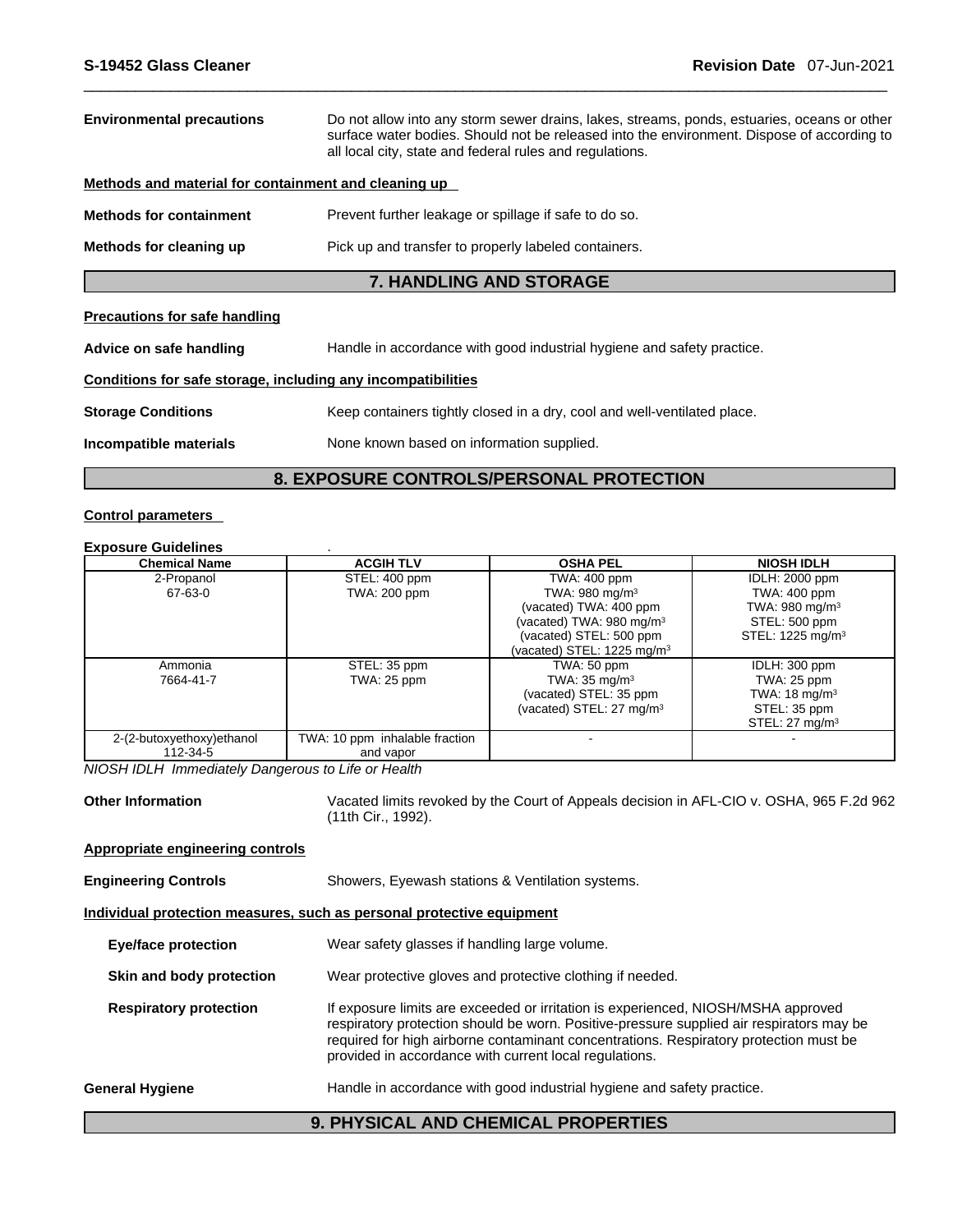**Environmental precautions** Do not allow into any storm sewer drains, lakes, streams, ponds, estuaries, oceans or other surface water bodies. Should not be released into the environment. Dispose of according to all local city, state and federal rules and regulations.

**Methods and material for containment and cleaning up**

**Methods for containment** Prevent further leakage or spillage if safe to do so.

**Methods for cleaning up** Pick up and transfer to properly labeled containers.

## 7. HANDLING AND STORAGE

**Precautions for safe handling**

**Advice on safe handling** Handle in accordance with good industrial hygiene and safety practice.

**Conditions for safe storage, including any incompatibilities**

**Storage Conditions** Keep containers tightly closed in a dry, cool and well-ventilated place.

**Incompatible materials** None known based on information supplied.

## 8. EXPOSURE CONTROLS/PERSONAL PROTECTION

**Control parameters**

**Exposure Guidelines** .

| Chemical Name | ACGIH TLV | OSHA PEL | NIOSH IDLH |
|---|---|---|---|
| 2-Propanol<br>67-63-0 | STEL: 400 ppm<br>TWA: 200 ppm | TWA: 400 ppm<br>TWA: 980 mg/m³<br>(vacated) TWA: 400 ppm<br>(vacated) TWA: 980 mg/m³<br>(vacated) STEL: 500 ppm<br>(vacated) STEL: 1225 mg/m³ | IDLH: 2000 ppm<br>TWA: 400 ppm<br>TWA: 980 mg/m³<br>STEL: 500 ppm<br>STEL: 1225 mg/m³ |
| Ammonia<br>7664-41-7 | STEL: 35 ppm<br>TWA: 25 ppm | TWA: 50 ppm<br>TWA: 35 mg/m³<br>(vacated) STEL: 35 ppm<br>(vacated) STEL: 27 mg/m³ | IDLH: 300 ppm<br>TWA: 25 ppm<br>TWA: 18 mg/m³<br>STEL: 35 ppm<br>STEL: 27 mg/m³ |
| 2-(2-butoxyethoxy)ethanol<br>112-34-5 | TWA: 10 ppm inhalable fraction and vapor | - | - |

*NIOSH IDLH Immediately Dangerous to Life or Health*

**Other Information** Vacated limits revoked by the Court of Appeals decision in AFL-CIO v. OSHA, 965 F.2d 962 (11th Cir., 1992).

**Appropriate engineering controls**

**Engineering Controls** Showers, Eyewash stations & Ventilation systems.

**Individual protection measures, such as personal protective equipment**

**Eye/face protection** Wear safety glasses if handling large volume.

**Skin and body protection** Wear protective gloves and protective clothing if needed.

**Respiratory protection** If exposure limits are exceeded or irritation is experienced, NIOSH/MSHA approved respiratory protection should be worn. Positive-pressure supplied air respirators may be required for high airborne contaminant concentrations. Respiratory protection must be provided in accordance with current local regulations.

**General Hygiene** Handle in accordance with good industrial hygiene and safety practice.

## 9. PHYSICAL AND CHEMICAL PROPERTIES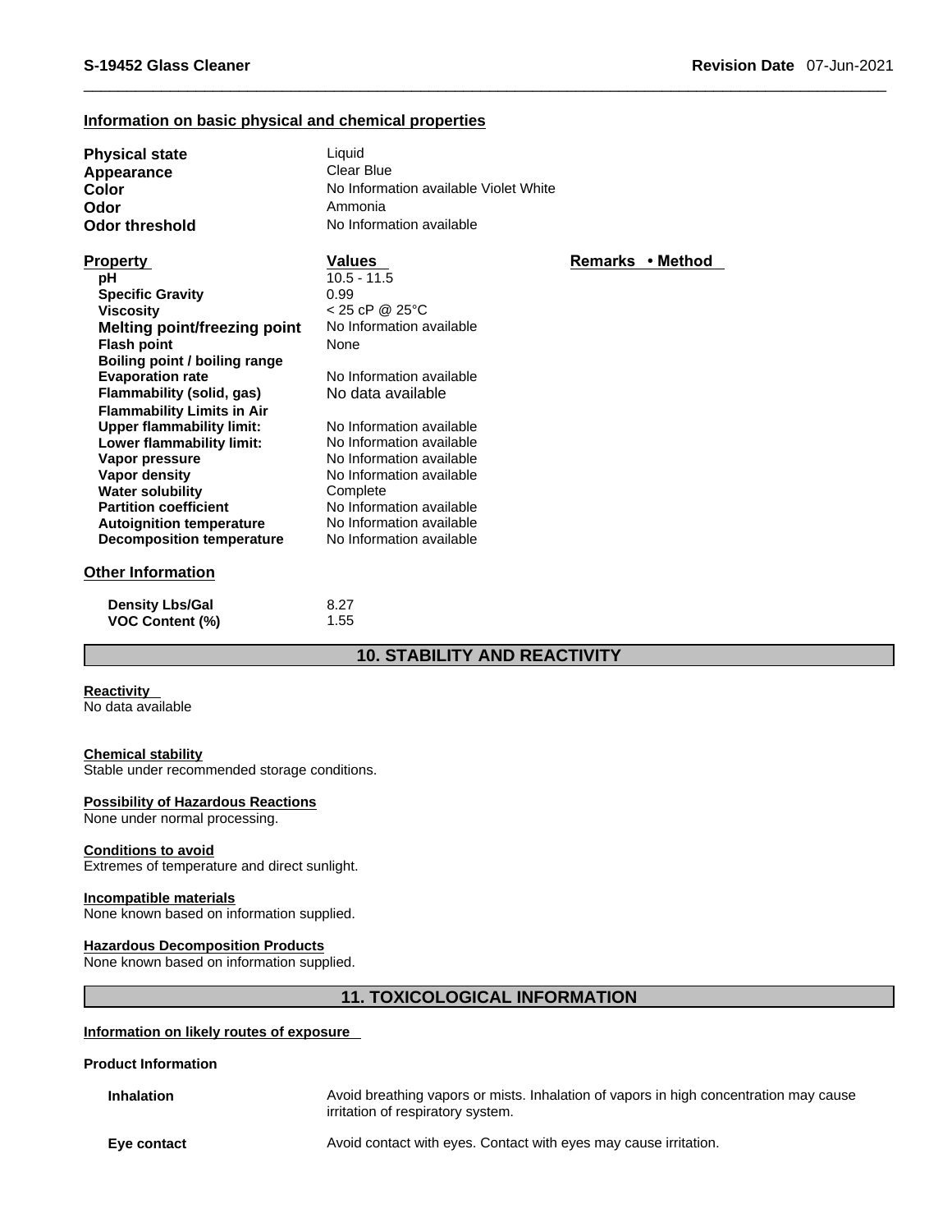### Information on basic physical and chemical properties

| | |
|---|---|
| **Physical state** | Liquid |
| **Appearance** | Clear Blue |
| **Color** | No Information available Violet White |
| **Odor** | Ammonia |
| **Odor threshold** | No Information available |

| Property | Values | Remarks • Method |
|---|---|---|
| **pH** | 10.5 - 11.5 | |
| **Specific Gravity** | 0.99 | |
| **Viscosity** | < 25 cP @ 25°C | |
| **Melting point/freezing point** | No Information available | |
| **Flash point** | None | |
| **Boiling point / boiling range** | | |
| **Evaporation rate** | No Information available | |
| **Flammability (solid, gas)** | No data available | |
| **Flammability Limits in Air** | | |
| **Upper flammability limit:** | No Information available | |
| **Lower flammability limit:** | No Information available | |
| **Vapor pressure** | No Information available | |
| **Vapor density** | No Information available | |
| **Water solubility** | Complete | |
| **Partition coefficient** | No Information available | |
| **Autoignition temperature** | No Information available | |
| **Decomposition temperature** | No Information available | |

### Other Information

| | |
|---|---|
| **Density Lbs/Gal** | 8.27 |
| **VOC Content (%)** | 1.55 |

## 10. STABILITY AND REACTIVITY

**Reactivity**
No data available

**Chemical stability**
Stable under recommended storage conditions.

**Possibility of Hazardous Reactions**
None under normal processing.

**Conditions to avoid**
Extremes of temperature and direct sunlight.

**Incompatible materials**
None known based on information supplied.

**Hazardous Decomposition Products**
None known based on information supplied.

## 11. TOXICOLOGICAL INFORMATION

**Information on likely routes of exposure**

**Product Information**

**Inhalation** Avoid breathing vapors or mists. Inhalation of vapors in high concentration may cause irritation of respiratory system.

**Eye contact** Avoid contact with eyes. Contact with eyes may cause irritation.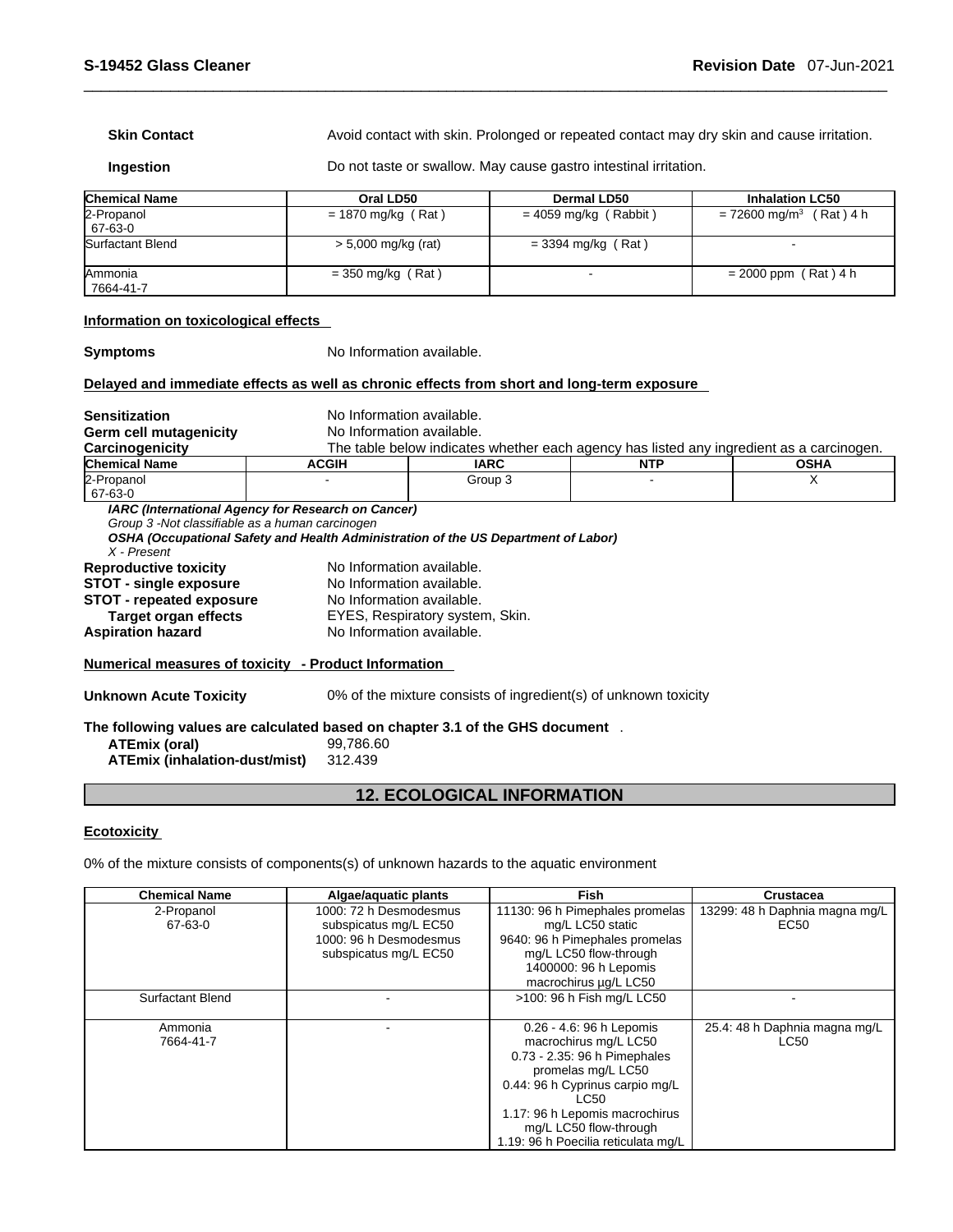**Skin Contact** Avoid contact with skin. Prolonged or repeated contact may dry skin and cause irritation.

**Ingestion** Do not taste or swallow. May cause gastro intestinal irritation.

| Chemical Name | Oral LD50 | Dermal LD50 | Inhalation LC50 |
|---|---|---|---|
| 2-Propanol<br>67-63-0 | = 1870 mg/kg ( Rat ) | = 4059 mg/kg ( Rabbit ) | = 72600 mg/m$^3$ ( Rat ) 4 h |
| Surfactant Blend | > 5,000 mg/kg (rat) | = 3394 mg/kg ( Rat ) | - |
| Ammonia<br>7664-41-7 | = 350 mg/kg ( Rat ) | - | = 2000 ppm ( Rat ) 4 h |

**Information on toxicological effects**

**Symptoms** No Information available.

**Delayed and immediate effects as well as chronic effects from short and long-term exposure**

**Sensitization** No Information available.
**Germ cell mutagenicity** No Information available.
**Carcinogenicity** The table below indicates whether each agency has listed any ingredient as a carcinogen.

| Chemical Name | ACGIH | IARC | NTP | OSHA |
|---|---|---|---|---|
| 2-Propanol<br>67-63-0 | - | Group 3 | - | X |

***IARC (International Agency for Research on Cancer)***
*Group 3 -Not classifiable as a human carcinogen*
***OSHA (Occupational Safety and Health Administration of the US Department of Labor)***
*X - Present*

**Reproductive toxicity** No Information available.
**STOT - single exposure** No Information available.
**STOT - repeated exposure** No Information available.
**Target organ effects** EYES, Respiratory system, Skin.
**Aspiration hazard** No Information available.

**Numerical measures of toxicity - Product Information**

**Unknown Acute Toxicity** 0% of the mixture consists of ingredient(s) of unknown toxicity

**The following values are calculated based on chapter 3.1 of the GHS document** .
**ATEmix (oral)** 99,786.60
**ATEmix (inhalation-dust/mist)** 312.439

## 12. ECOLOGICAL INFORMATION

**Ecotoxicity**

0% of the mixture consists of components(s) of unknown hazards to the aquatic environment

| Chemical Name | Algae/aquatic plants | Fish | Crustacea |
|---|---|---|---|
| 2-Propanol<br>67-63-0 | 1000: 72 h Desmodesmus subspicatus mg/L EC50<br>1000: 96 h Desmodesmus subspicatus mg/L EC50 | 11130: 96 h Pimephales promelas mg/L LC50 static<br>9640: 96 h Pimephales promelas mg/L LC50 flow-through<br>1400000: 96 h Lepomis macrochirus µg/L LC50 | 13299: 48 h Daphnia magna mg/L EC50 |
| Surfactant Blend | - | >100: 96 h Fish mg/L LC50 | - |
| Ammonia<br>7664-41-7 | - | 0.26 - 4.6: 96 h Lepomis macrochirus mg/L LC50<br>0.73 - 2.35: 96 h Pimephales promelas mg/L LC50<br>0.44: 96 h Cyprinus carpio mg/L LC50<br>1.17: 96 h Lepomis macrochirus mg/L LC50 flow-through<br>1.19: 96 h Poecilia reticulata mg/L | 25.4: 48 h Daphnia magna mg/L LC50 |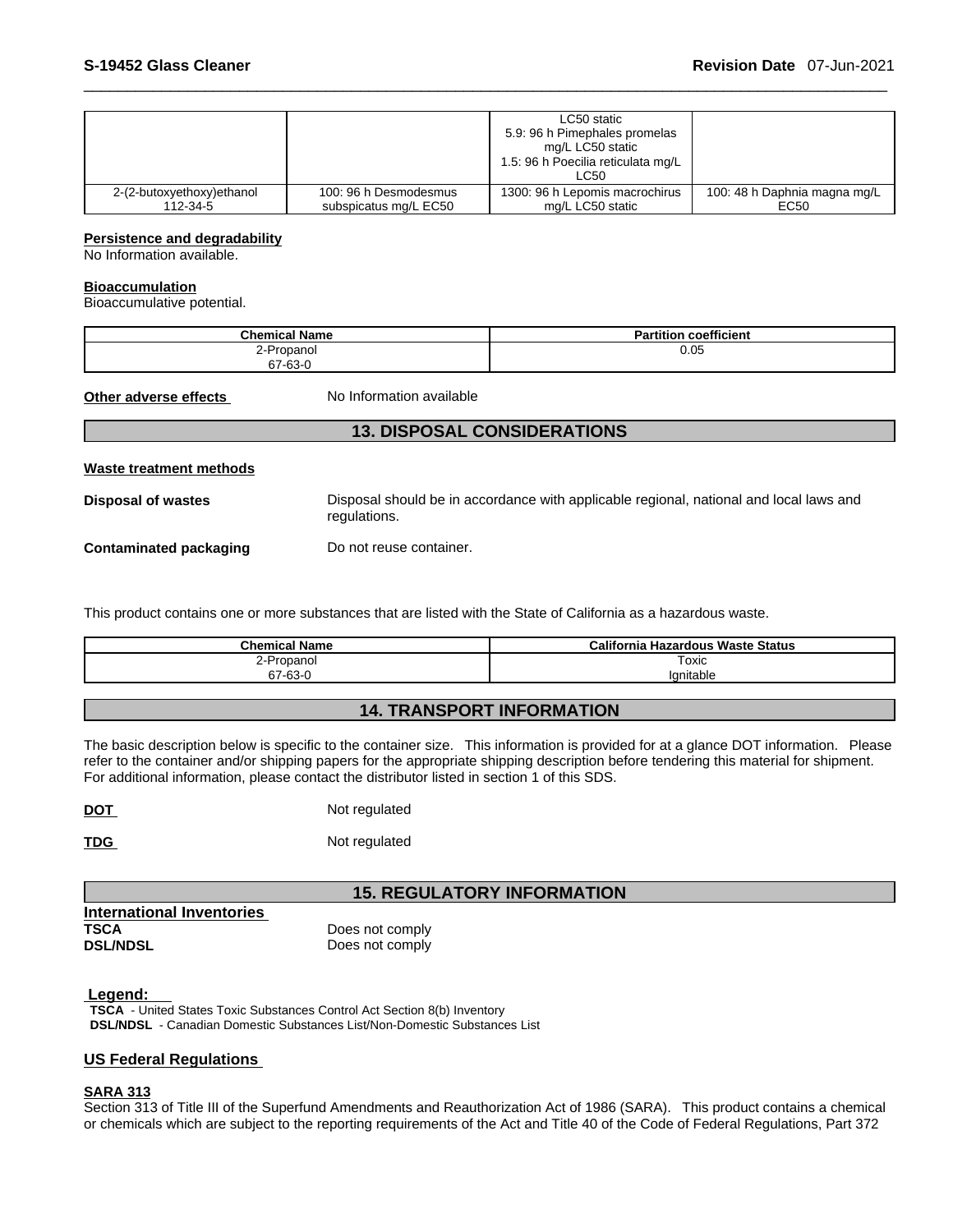| | | LC50 static<br>5.9: 96 h Pimephales promelas mg/L LC50 static<br>1.5: 96 h Poecilia reticulata mg/L LC50 | |
|---|---|---|---|
| 2-(2-butoxyethoxy)ethanol<br>112-34-5 | 100: 96 h Desmodesmus subspicatus mg/L EC50 | 1300: 96 h Lepomis macrochirus mg/L LC50 static | 100: 48 h Daphnia magna mg/L EC50 |

**Persistence and degradability**

No Information available.

**Bioaccumulation**

Bioaccumulative potential.

| Chemical Name | Partition coefficient |
|---|---|
| 2-Propanol<br>67-63-0 | 0.05 |

**Other adverse effects** No Information available

## 13. DISPOSAL CONSIDERATIONS

**Waste treatment methods**

**Disposal of wastes** Disposal should be in accordance with applicable regional, national and local laws and regulations.

**Contaminated packaging** Do not reuse container.

This product contains one or more substances that are listed with the State of California as a hazardous waste.

| Chemical Name | California Hazardous Waste Status |
|---|---|
| 2-Propanol<br>67-63-0 | Toxic<br>Ignitable |

## 14. TRANSPORT INFORMATION

The basic description below is specific to the container size. This information is provided for at a glance DOT information. Please refer to the container and/or shipping papers for the appropriate shipping description before tendering this material for shipment. For additional information, please contact the distributor listed in section 1 of this SDS.

**DOT** Not regulated

**TDG** Not regulated

## 15. REGULATORY INFORMATION

**International Inventories**

**TSCA** Does not comply
**DSL/NDSL** Does not comply

**Legend:**

**TSCA** - United States Toxic Substances Control Act Section 8(b) Inventory
**DSL/NDSL** - Canadian Domestic Substances List/Non-Domestic Substances List

**US Federal Regulations**

**SARA 313**

Section 313 of Title III of the Superfund Amendments and Reauthorization Act of 1986 (SARA). This product contains a chemical or chemicals which are subject to the reporting requirements of the Act and Title 40 of the Code of Federal Regulations, Part 372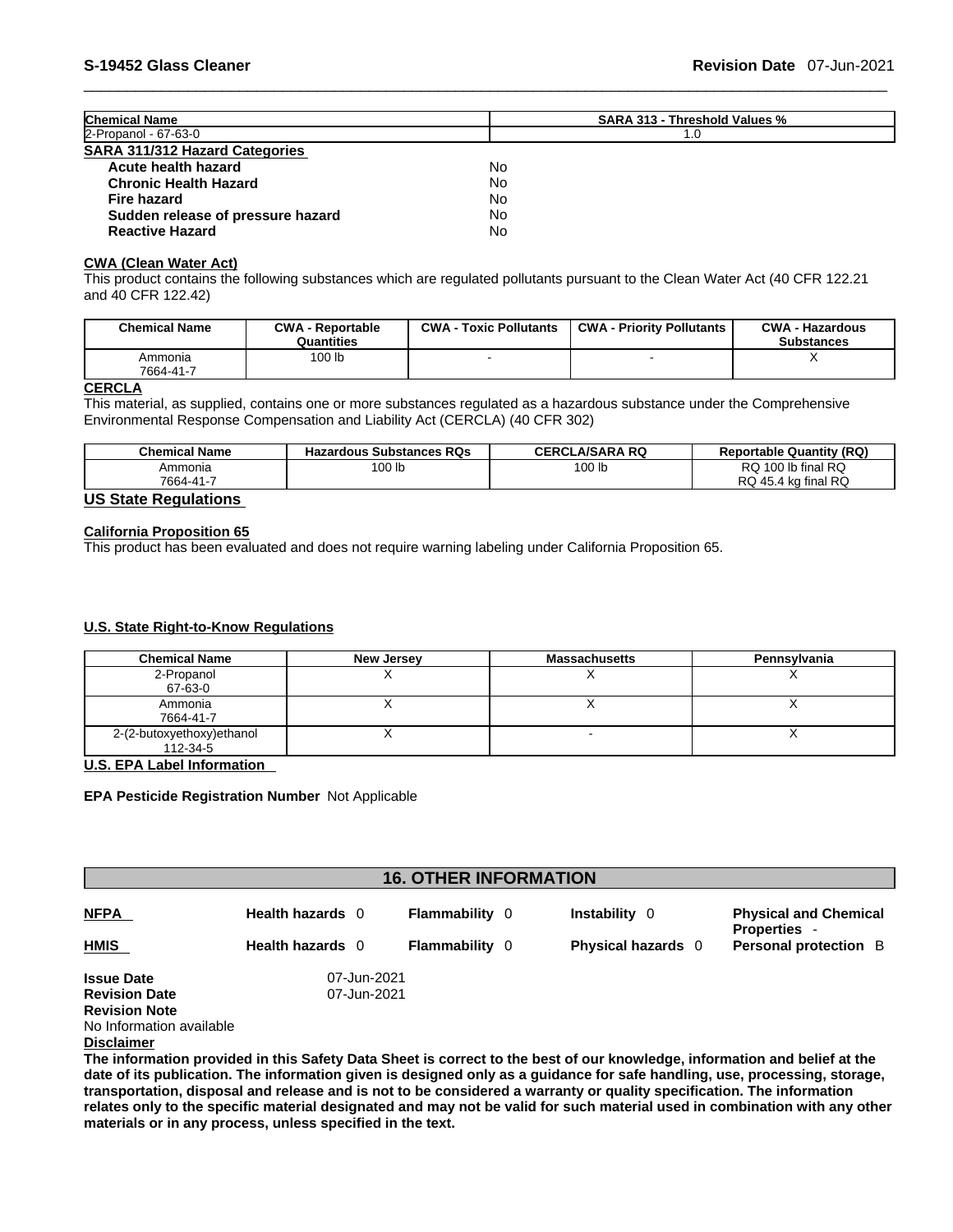| Chemical Name | SARA 313 - Threshold Values % |
| --- | --- |
| 2-Propanol - 67-63-0 | 1.0 |

**SARA 311/312 Hazard Categories**

| | |
| --- | --- |
| **Acute health hazard** | No |
| **Chronic Health Hazard** | No |
| **Fire hazard** | No |
| **Sudden release of pressure hazard** | No |
| **Reactive Hazard** | No |

**CWA (Clean Water Act)**

This product contains the following substances which are regulated pollutants pursuant to the Clean Water Act (40 CFR 122.21 and 40 CFR 122.42)

| Chemical Name | CWA - Reportable Quantities | CWA - Toxic Pollutants | CWA - Priority Pollutants | CWA - Hazardous Substances |
| --- | --- | --- | --- | --- |
| Ammonia 7664-41-7 | 100 lb | - | - | X |

**CERCLA**

This material, as supplied, contains one or more substances regulated as a hazardous substance under the Comprehensive Environmental Response Compensation and Liability Act (CERCLA) (40 CFR 302)

| Chemical Name | Hazardous Substances RQs | CERCLA/SARA RQ | Reportable Quantity (RQ) |
| --- | --- | --- | --- |
| Ammonia 7664-41-7 | 100 lb | 100 lb | RQ 100 lb final RQ RQ 45.4 kg final RQ |

## US State Regulations

**California Proposition 65**

This product has been evaluated and does not require warning labeling under California Proposition 65.

**U.S. State Right-to-Know Regulations**

| Chemical Name | New Jersey | Massachusetts | Pennsylvania |
| --- | --- | --- | --- |
| 2-Propanol 67-63-0 | X | X | X |
| Ammonia 7664-41-7 | X | X | X |
| 2-(2-butoxyethoxy)ethanol 112-34-5 | X | - | X |

**U.S. EPA Label Information**

**EPA Pesticide Registration Number** Not Applicable

## 16. OTHER INFORMATION

| | | | | |
| --- | --- | --- | --- | --- |
| **NFPA** | **Health hazards** 0 | **Flammability** 0 | **Instability** 0 | **Physical and Chemical Properties** - |
| **HMIS** | **Health hazards** 0 | **Flammability** 0 | **Physical hazards** 0 | **Personal protection** B |

**Issue Date** 07-Jun-2021
**Revision Date** 07-Jun-2021
**Revision Note**
No Information available

**Disclaimer**

**The information provided in this Safety Data Sheet is correct to the best of our knowledge, information and belief at the date of its publication. The information given is designed only as a guidance for safe handling, use, processing, storage, transportation, disposal and release and is not to be considered a warranty or quality specification. The information relates only to the specific material designated and may not be valid for such material used in combination with any other materials or in any process, unless specified in the text.**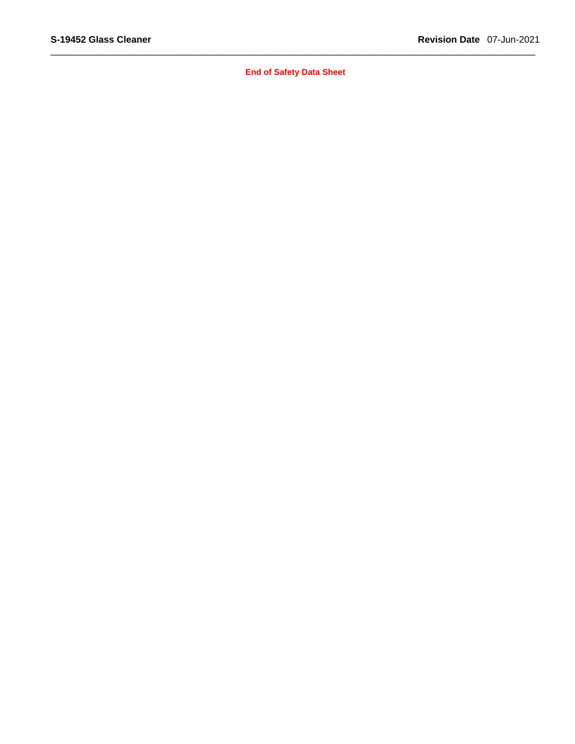**End of Safety Data Sheet**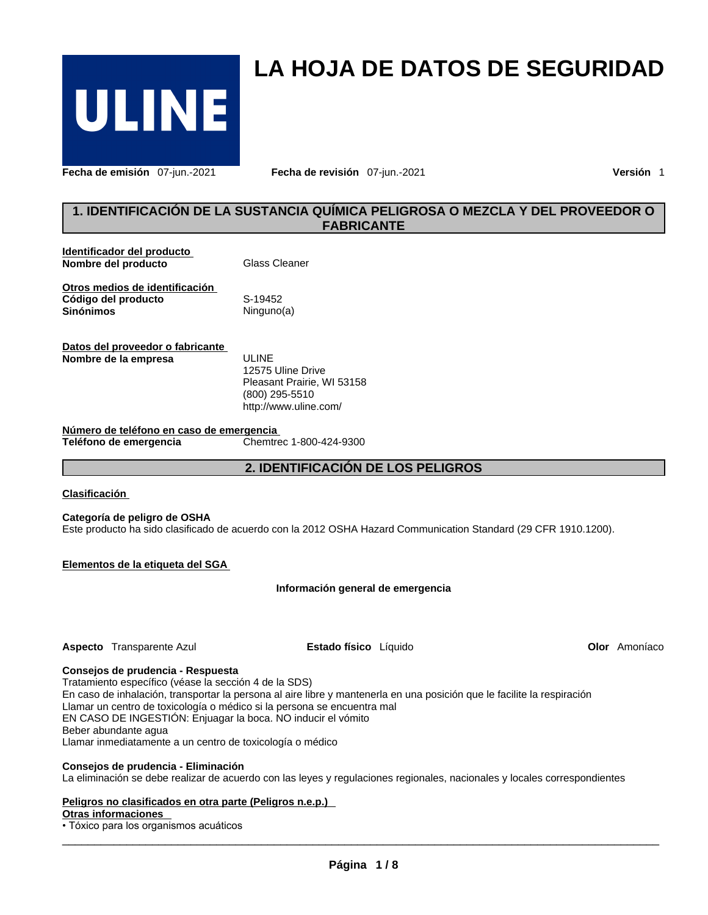# LA HOJA DE DATOS DE SEGURIDAD

**ULINE**

**Fecha de emisión** 07-jun.-2021 **Fecha de revisión** 07-jun.-2021 **Versión** 1

## 1. IDENTIFICACIÓN DE LA SUSTANCIA QUÍMICA PELIGROSA O MEZCLA Y DEL PROVEEDOR O FABRICANTE

**Identificador del producto**

**Nombre del producto** Glass Cleaner

**Otros medios de identificación**

**Código del producto** S-19452

**Sinónimos** Ninguno(a)

**Datos del proveedor o fabricante**

**Nombre de la empresa**
ULINE
12575 Uline Drive
Pleasant Prairie, WI 53158
(800) 295-5510
http://www.uline.com/

**Número de teléfono en caso de emergencia**

**Teléfono de emergencia** Chemtrec 1-800-424-9300

## 2. IDENTIFICACIÓN DE LOS PELIGROS

**Clasificación**

**Categoría de peligro de OSHA**
Este producto ha sido clasificado de acuerdo con la 2012 OSHA Hazard Communication Standard (29 CFR 1910.1200).

**Elementos de la etiqueta del SGA**

**Información general de emergencia**

**Aspecto** Transparente Azul **Estado físico** Líquido **Olor** Amoníaco

**Consejos de prudencia - Respuesta**
Tratamiento específico (véase la sección 4 de la SDS)
En caso de inhalación, transportar la persona al aire libre y mantenerla en una posición que le facilite la respiración
Llamar un centro de toxicología o médico si la persona se encuentra mal
EN CASO DE INGESTIÓN: Enjuagar la boca. NO inducir el vómito
Beber abundante agua
Llamar inmediatamente a un centro de toxicología o médico

**Consejos de prudencia - Eliminación**
La eliminación se debe realizar de acuerdo con las leyes y regulaciones regionales, nacionales y locales correspondientes

**Peligros no clasificados en otra parte (Peligros n.e.p.)**

**Otras informaciones**

- Tóxico para los organismos acuáticos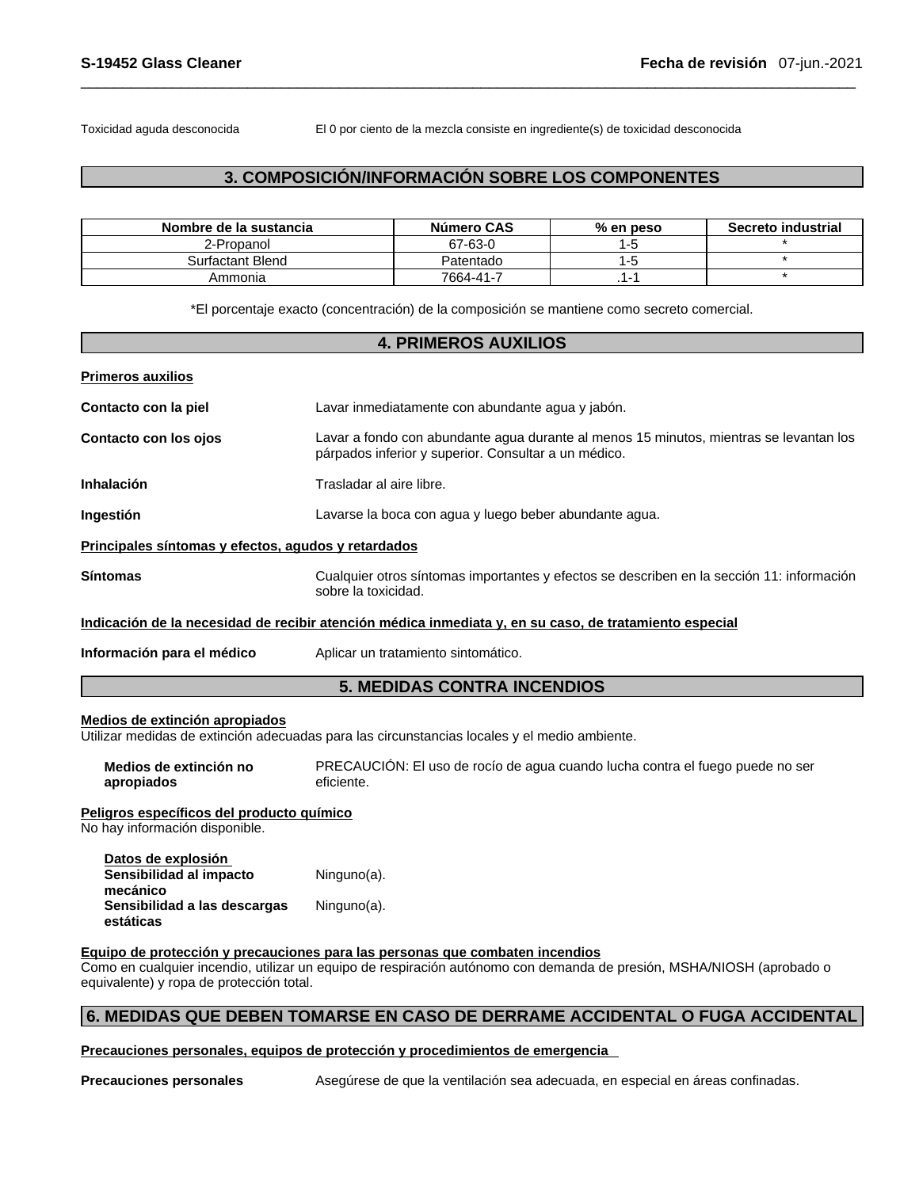| Toxicidad aguda desconocida | El 0 por ciento de la mezcla consiste en ingrediente(s) de toxicidad desconocida |
|---|---|

## 3. COMPOSICIÓN/INFORMACIÓN SOBRE LOS COMPONENTES

| Nombre de la sustancia | Número CAS | % en peso | Secreto industrial |
|---|---|---|---|
| 2-Propanol | 67-63-0 | 1-5 | * |
| Surfactant Blend | Patentado | 1-5 | * |
| Ammonia | 7664-41-7 | .1-1 | * |

*El porcentaje exacto (concentración) de la composición se mantiene como secreto comercial.

## 4. PRIMEROS AUXILIOS

**Primeros auxilios**

**Contacto con la piel** Lavar inmediatamente con abundante agua y jabón.

**Contacto con los ojos** Lavar a fondo con abundante agua durante al menos 15 minutos, mientras se levantan los párpados inferior y superior. Consultar a un médico.

**Inhalación** Trasladar al aire libre.

**Ingestión** Lavarse la boca con agua y luego beber abundante agua.

**Principales síntomas y efectos, agudos y retardados**

**Síntomas** Cualquier otros síntomas importantes y efectos se describen en la sección 11: información sobre la toxicidad.

**Indicación de la necesidad de recibir atención médica inmediata y, en su caso, de tratamiento especial**

**Información para el médico** Aplicar un tratamiento sintomático.

## 5. MEDIDAS CONTRA INCENDIOS

**Medios de extinción apropiados**

Utilizar medidas de extinción adecuadas para las circunstancias locales y el medio ambiente.

**Medios de extinción no apropiados** PRECAUCIÓN: El uso de rocío de agua cuando lucha contra el fuego puede no ser eficiente.

**Peligros específicos del producto químico**

No hay información disponible.

**Datos de explosión**

**Sensibilidad al impacto mecánico** Ninguno(a).

**Sensibilidad a las descargas estáticas** Ninguno(a).

**Equipo de protección y precauciones para las personas que combaten incendios**

Como en cualquier incendio, utilizar un equipo de respiración autónomo con demanda de presión, MSHA/NIOSH (aprobado o equivalente) y ropa de protección total.

## 6. MEDIDAS QUE DEBEN TOMARSE EN CASO DE DERRAME ACCIDENTAL O FUGA ACCIDENTAL

**Precauciones personales, equipos de protección y procedimientos de emergencia**

**Precauciones personales** Asegúrese de que la ventilación sea adecuada, en especial en áreas confinadas.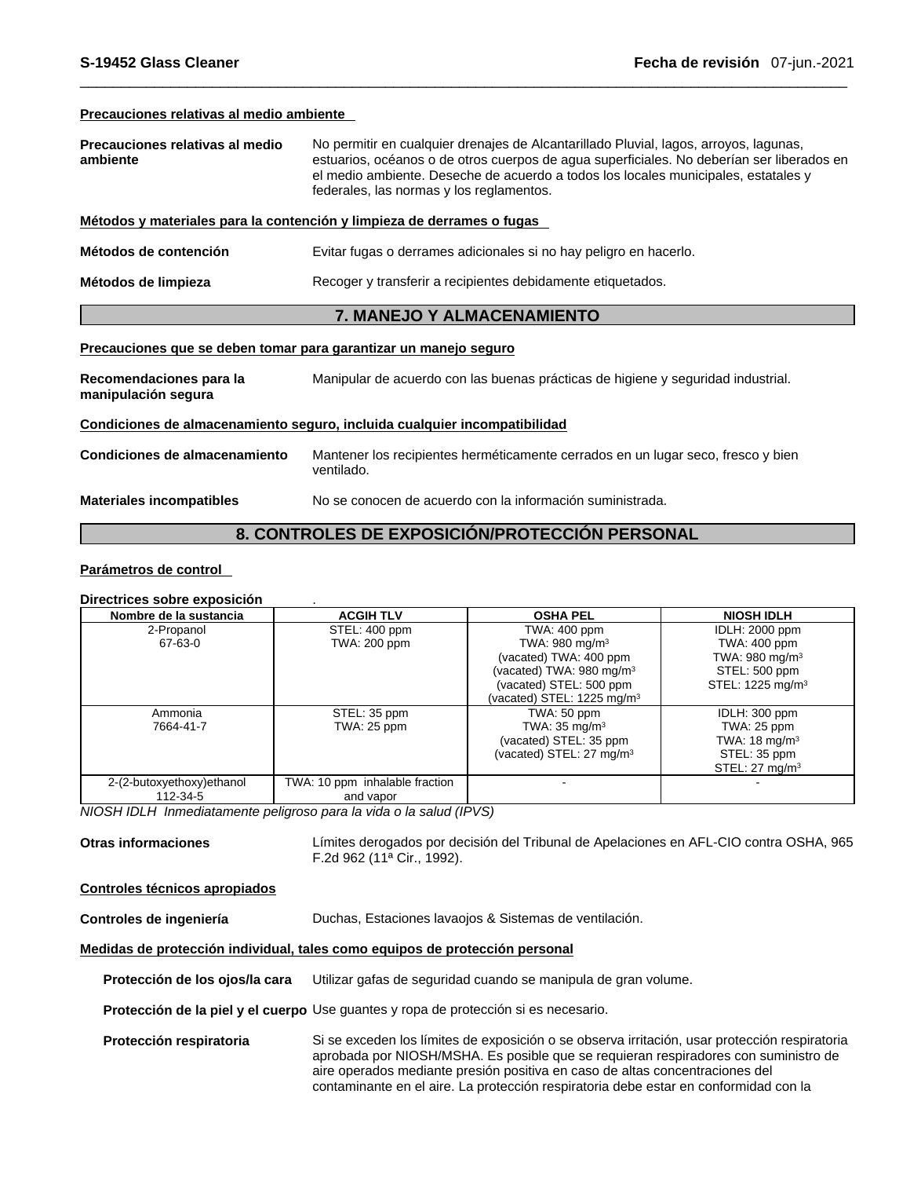**Precauciones relativas al medio ambiente**

**Precauciones relativas al medio ambiente** No permitir en cualquier drenajes de Alcantarillado Pluvial, lagos, arroyos, lagunas, estuarios, océanos o de otros cuerpos de agua superficiales. No deberían ser liberados en el medio ambiente. Deseche de acuerdo a todos los locales municipales, estatales y federales, las normas y los reglamentos.

**Métodos y materiales para la contención y limpieza de derrames o fugas**

**Métodos de contención** Evitar fugas o derrames adicionales si no hay peligro en hacerlo.

**Métodos de limpieza** Recoger y transferir a recipientes debidamente etiquetados.

## 7. MANEJO Y ALMACENAMIENTO

**Precauciones que se deben tomar para garantizar un manejo seguro**

**Recomendaciones para la manipulación segura** Manipular de acuerdo con las buenas prácticas de higiene y seguridad industrial.

**Condiciones de almacenamiento seguro, incluida cualquier incompatibilidad**

**Condiciones de almacenamiento** Mantener los recipientes herméticamente cerrados en un lugar seco, fresco y bien ventilado.

**Materiales incompatibles** No se conocen de acuerdo con la información suministrada.

## 8. CONTROLES DE EXPOSICIÓN/PROTECCIÓN PERSONAL

**Parámetros de control**

**Directrices sobre exposición** .

| Nombre de la sustancia | ACGIH TLV | OSHA PEL | NIOSH IDLH |
|---|---|---|---|
| 2-Propanol<br>67-63-0 | STEL: 400 ppm<br>TWA: 200 ppm | TWA: 400 ppm<br>TWA: 980 mg/m³<br>(vacated) TWA: 400 ppm<br>(vacated) TWA: 980 mg/m³<br>(vacated) STEL: 500 ppm<br>(vacated) STEL: 1225 mg/m³ | IDLH: 2000 ppm<br>TWA: 400 ppm<br>TWA: 980 mg/m³<br>STEL: 500 ppm<br>STEL: 1225 mg/m³ |
| Ammonia<br>7664-41-7 | STEL: 35 ppm<br>TWA: 25 ppm | TWA: 50 ppm<br>TWA: 35 mg/m³<br>(vacated) STEL: 35 ppm<br>(vacated) STEL: 27 mg/m³ | IDLH: 300 ppm<br>TWA: 25 ppm<br>TWA: 18 mg/m³<br>STEL: 35 ppm<br>STEL: 27 mg/m³ |
| 2-(2-butoxyethoxy)ethanol<br>112-34-5 | TWA: 10 ppm inhalable fraction and vapor | - | - |

*NIOSH IDLH Inmediatamente peligroso para la vida o la salud (IPVS)*

**Otras informaciones** Límites derogados por decisión del Tribunal de Apelaciones en AFL-CIO contra OSHA, 965 F.2d 962 (11ª Cir., 1992).

**Controles técnicos apropiados**

**Controles de ingeniería** Duchas, Estaciones lavaojos & Sistemas de ventilación.

**Medidas de protección individual, tales como equipos de protección personal**

**Protección de los ojos/la cara** Utilizar gafas de seguridad cuando se manipula de gran volume.

**Protección de la piel y el cuerpo** Use guantes y ropa de protección si es necesario.

**Protección respiratoria** Si se exceden los límites de exposición o se observa irritación, usar protección respiratoria aprobada por NIOSH/MSHA. Es posible que se requieran respiradores con suministro de aire operados mediante presión positiva en caso de altas concentraciones del contaminante en el aire. La protección respiratoria debe estar en conformidad con la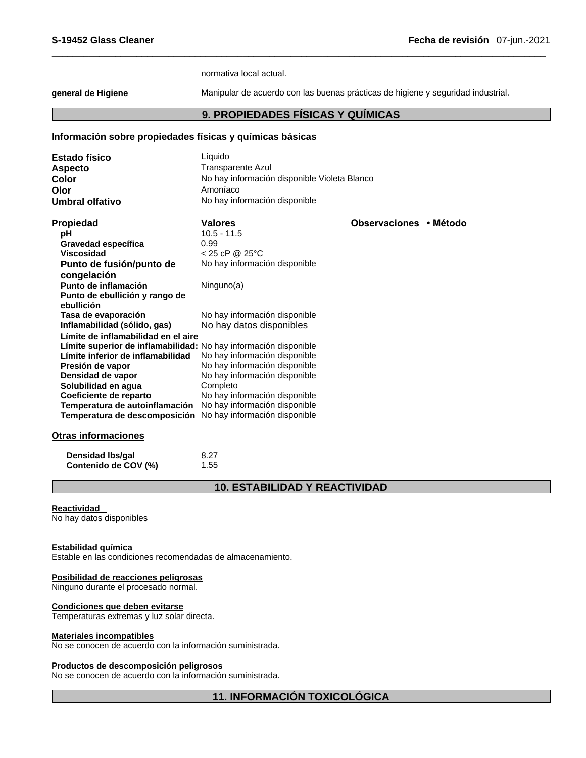normativa local actual.

| | |
|---|---|
| **general de Higiene** | Manipular de acuerdo con las buenas prácticas de higiene y seguridad industrial. |

## 9. PROPIEDADES FÍSICAS Y QUÍMICAS

### Información sobre propiedades físicas y químicas básicas

| | |
|---|---|
| **Estado físico** | Líquido |
| **Aspecto** | Transparente Azul |
| **Color** | No hay información disponible Violeta Blanco |
| **Olor** | Amoníaco |
| **Umbral olfativo** | No hay información disponible |

| Propiedad | Valores | Observaciones • Método |
|---|---|---|
| **pH** | 10.5 - 11.5 | |
| **Gravedad específica** | 0.99 | |
| **Viscosidad** | < 25 cP @ 25°C | |
| **Punto de fusión/punto de congelación** | No hay información disponible | |
| **Punto de inflamación** | Ninguno(a) | |
| **Punto de ebullición y rango de ebullición** | | |
| **Tasa de evaporación** | No hay información disponible | |
| **Inflamabilidad (sólido, gas)** | No hay datos disponibles | |
| **Límite de inflamabilidad en el aire** | | |
| **Límite superior de inflamabilidad:** | No hay información disponible | |
| **Límite inferior de inflamabilidad** | No hay información disponible | |
| **Presión de vapor** | No hay información disponible | |
| **Densidad de vapor** | No hay información disponible | |
| **Solubilidad en agua** | Completo | |
| **Coeficiente de reparto** | No hay información disponible | |
| **Temperatura de autoinflamación** | No hay información disponible | |
| **Temperatura de descomposición** | No hay información disponible | |

### Otras informaciones

| | |
|---|---|
| **Densidad lbs/gal** | 8.27 |
| **Contenido de COV (%)** | 1.55 |

## 10. ESTABILIDAD Y REACTIVIDAD

**Reactividad**
No hay datos disponibles

**Estabilidad química**
Estable en las condiciones recomendadas de almacenamiento.

**Posibilidad de reacciones peligrosas**
Ninguno durante el procesado normal.

**Condiciones que deben evitarse**
Temperaturas extremas y luz solar directa.

**Materiales incompatibles**
No se conocen de acuerdo con la información suministrada.

**Productos de descomposición peligrosos**
No se conocen de acuerdo con la información suministrada.

## 11. INFORMACIÓN TOXICOLÓGICA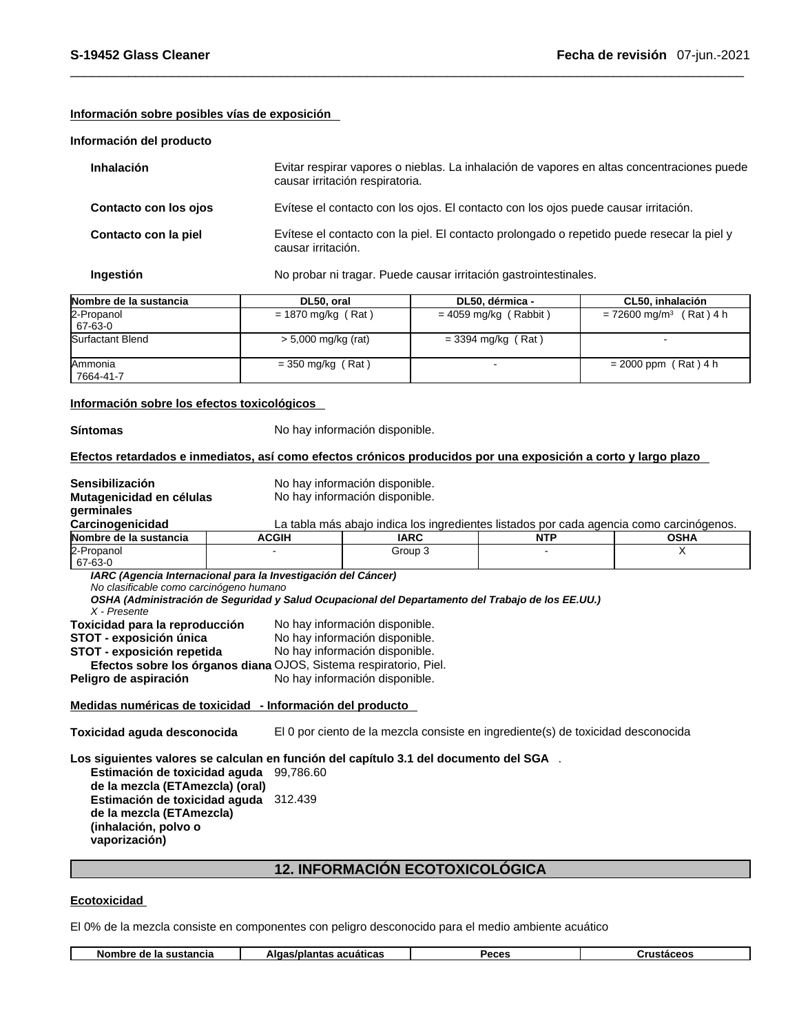**Información sobre posibles vías de exposición**

**Información del producto**

**Inhalación** Evitar respirar vapores o nieblas. La inhalación de vapores en altas concentraciones puede causar irritación respiratoria.

**Contacto con los ojos** Evítese el contacto con los ojos. El contacto con los ojos puede causar irritación.

**Contacto con la piel** Evítese el contacto con la piel. El contacto prolongado o repetido puede resecar la piel y causar irritación.

**Ingestión** No probar ni tragar. Puede causar irritación gastrointestinales.

| Nombre de la sustancia | DL50, oral | DL50, dérmica - | CL50, inhalación |
|---|---|---|---|
| 2-Propanol 67-63-0 | = 1870 mg/kg ( Rat ) | = 4059 mg/kg ( Rabbit ) | = 72600 mg/m$^3$ ( Rat ) 4 h |
| Surfactant Blend | > 5,000 mg/kg (rat) | = 3394 mg/kg ( Rat ) | - |
| Ammonia 7664-41-7 | = 350 mg/kg ( Rat ) | - | = 2000 ppm ( Rat ) 4 h |

**Información sobre los efectos toxicológicos**

**Síntomas** No hay información disponible.

**Efectos retardados e inmediatos, así como efectos crónicos producidos por una exposición a corto y largo plazo**

**Sensibilización** No hay información disponible.
**Mutagenicidad en células germinales** No hay información disponible.
**Carcinogenicidad** La tabla más abajo indica los ingredientes listados por cada agencia como carcinógenos.

| Nombre de la sustancia | ACGIH | IARC | NTP | OSHA |
|---|---|---|---|---|
| 2-Propanol 67-63-0 | - | Group 3 | - | X |

***IARC (Agencia Internacional para la Investigación del Cáncer)***
*No clasificable como carcinógeno humano*
***OSHA (Administración de Seguridad y Salud Ocupacional del Departamento del Trabajo de los EE.UU.)***
*X - Presente*

**Toxicidad para la reproducción** No hay información disponible.
**STOT - exposición única** No hay información disponible.
**STOT - exposición repetida** No hay información disponible.
**Efectos sobre los órganos diana** OJOS, Sistema respiratorio, Piel.
**Peligro de aspiración** No hay información disponible.

**Medidas numéricas de toxicidad - Información del producto**

**Toxicidad aguda desconocida** El 0 por ciento de la mezcla consiste en ingrediente(s) de toxicidad desconocida

**Los siguientes valores se calculan en función del capítulo 3.1 del documento del SGA** .

**Estimación de toxicidad aguda de la mezcla (ETAmezcla) (oral)** 99,786.60
**Estimación de toxicidad aguda de la mezcla (ETAmezcla) (inhalación, polvo o vaporización)** 312.439

## 12. INFORMACIÓN ECOTOXICOLÓGICA

**Ecotoxicidad**

El 0% de la mezcla consiste en componentes con peligro desconocido para el medio ambiente acuático

| Nombre de la sustancia | Algas/plantas acuáticas | Peces | Crustáceos |
|---|---|---|---|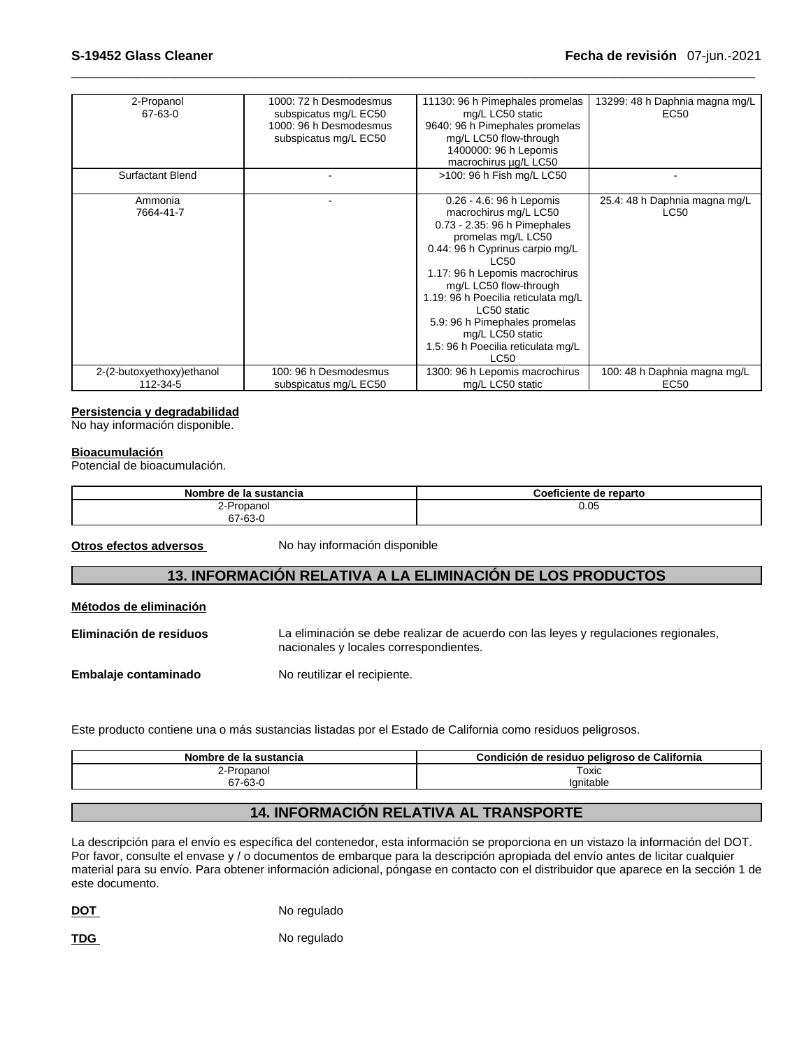| 2-Propanol<br>67-63-0 | 1000: 72 h Desmodesmus subspicatus mg/L EC50<br>1000: 96 h Desmodesmus subspicatus mg/L EC50 | 11130: 96 h Pimephales promelas mg/L LC50 static<br>9640: 96 h Pimephales promelas mg/L LC50 flow-through<br>1400000: 96 h Lepomis macrochirus µg/L LC50 | 13299: 48 h Daphnia magna mg/L EC50 |
|---|---|---|---|
| Surfactant Blend | - | >100: 96 h Fish mg/L LC50 | - |
| Ammonia<br>7664-41-7 | - | 0.26 - 4.6: 96 h Lepomis macrochirus mg/L LC50<br>0.73 - 2.35: 96 h Pimephales promelas mg/L LC50<br>0.44: 96 h Cyprinus carpio mg/L LC50<br>1.17: 96 h Lepomis macrochirus mg/L LC50 flow-through<br>1.19: 96 h Poecilia reticulata mg/L LC50 static<br>5.9: 96 h Pimephales promelas mg/L LC50 static<br>1.5: 96 h Poecilia reticulata mg/L LC50 | 25.4: 48 h Daphnia magna mg/L LC50 |
| 2-(2-butoxyethoxy)ethanol<br>112-34-5 | 100: 96 h Desmodesmus subspicatus mg/L EC50 | 1300: 96 h Lepomis macrochirus mg/L LC50 static | 100: 48 h Daphnia magna mg/L EC50 |

**Persistencia y degradabilidad**
No hay información disponible.

**Bioacumulación**
Potencial de bioacumulación.

| Nombre de la sustancia | Coeficiente de reparto |
|---|---|
| 2-Propanol<br>67-63-0 | 0.05 |

**Otros efectos adversos** No hay información disponible

## 13. INFORMACIÓN RELATIVA A LA ELIMINACIÓN DE LOS PRODUCTOS

**Métodos de eliminación**

**Eliminación de residuos** La eliminación se debe realizar de acuerdo con las leyes y regulaciones regionales, nacionales y locales correspondientes.

**Embalaje contaminado** No reutilizar el recipiente.

Este producto contiene una o más sustancias listadas por el Estado de California como residuos peligrosos.

| Nombre de la sustancia | Condición de residuo peligroso de California |
|---|---|
| 2-Propanol<br>67-63-0 | Toxic<br>Ignitable |

## 14. INFORMACIÓN RELATIVA AL TRANSPORTE

La descripción para el envío es específica del contenedor, esta información se proporciona en un vistazo la información del DOT. Por favor, consulte el envase y / o documentos de embarque para la descripción apropiada del envío antes de licitar cualquier material para su envío. Para obtener información adicional, póngase en contacto con el distribuidor que aparece en la sección 1 de este documento.

**DOT** No regulado

**TDG** No regulado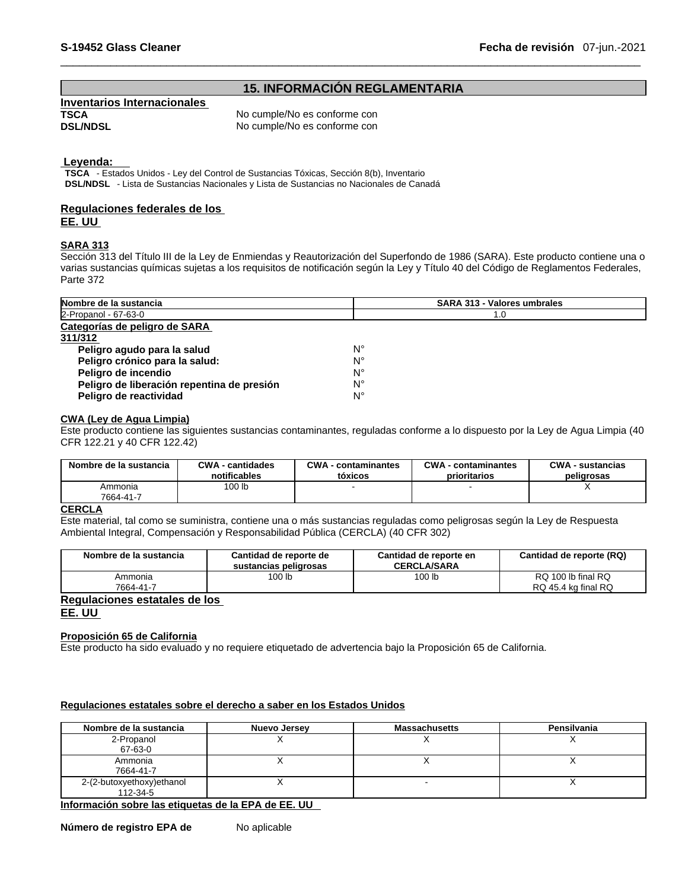## 15. INFORMACIÓN REGLAMENTARIA

**Inventarios Internacionales**

**TSCA** No cumple/No es conforme con
**DSL/NDSL** No cumple/No es conforme con

**Leyenda:**

**TSCA** - Estados Unidos - Ley del Control de Sustancias Tóxicas, Sección 8(b), Inventario
**DSL/NDSL** - Lista de Sustancias Nacionales y Lista de Sustancias no Nacionales de Canadá

**Regulaciones federales de los EE. UU**

**SARA 313**

Sección 313 del Título III de la Ley de Enmiendas y Reautorización del Superfondo de 1986 (SARA). Este producto contiene una o varias sustancias químicas sujetas a los requisitos de notificación según la Ley y Título 40 del Código de Reglamentos Federales, Parte 372

| Nombre de la sustancia | SARA 313 - Valores umbrales |
|---|---|
| 2-Propanol - 67-63-0 | 1.0 |

**Categorías de peligro de SARA 311/312**

| | |
|---|---|
| **Peligro agudo para la salud** | N° |
| **Peligro crónico para la salud:** | N° |
| **Peligro de incendio** | N° |
| **Peligro de liberación repentina de presión** | N° |
| **Peligro de reactividad** | N° |

**CWA (Ley de Agua Limpia)**

Este producto contiene las siguientes sustancias contaminantes, reguladas conforme a lo dispuesto por la Ley de Agua Limpia (40 CFR 122.21 y 40 CFR 122.42)

| Nombre de la sustancia | CWA - cantidades notificables | CWA - contaminantes tóxicos | CWA - contaminantes prioritarios | CWA - sustancias peligrosas |
|---|---|---|---|---|
| Ammonia 7664-41-7 | 100 lb | - | - | X |

**CERCLA**

Este material, tal como se suministra, contiene una o más sustancias reguladas como peligrosas según la Ley de Respuesta Ambiental Integral, Compensación y Responsabilidad Pública (CERCLA) (40 CFR 302)

| Nombre de la sustancia | Cantidad de reporte de sustancias peligrosas | Cantidad de reporte en CERCLA/SARA | Cantidad de reporte (RQ) |
|---|---|---|---|
| Ammonia 7664-41-7 | 100 lb | 100 lb | RQ 100 lb final RQ<br>RQ 45.4 kg final RQ |

**Regulaciones estatales de los EE. UU**

**Proposición 65 de California**

Este producto ha sido evaluado y no requiere etiquetado de advertencia bajo la Proposición 65 de California.

**Regulaciones estatales sobre el derecho a saber en los Estados Unidos**

| Nombre de la sustancia | Nuevo Jersey | Massachusetts | Pensilvania |
|---|---|---|---|
| 2-Propanol 67-63-0 | X | X | X |
| Ammonia 7664-41-7 | X | X | X |
| 2-(2-butoxyethoxy)ethanol 112-34-5 | X | - | X |

**Información sobre las etiquetas de la EPA de EE. UU**

**Número de registro EPA de** No aplicable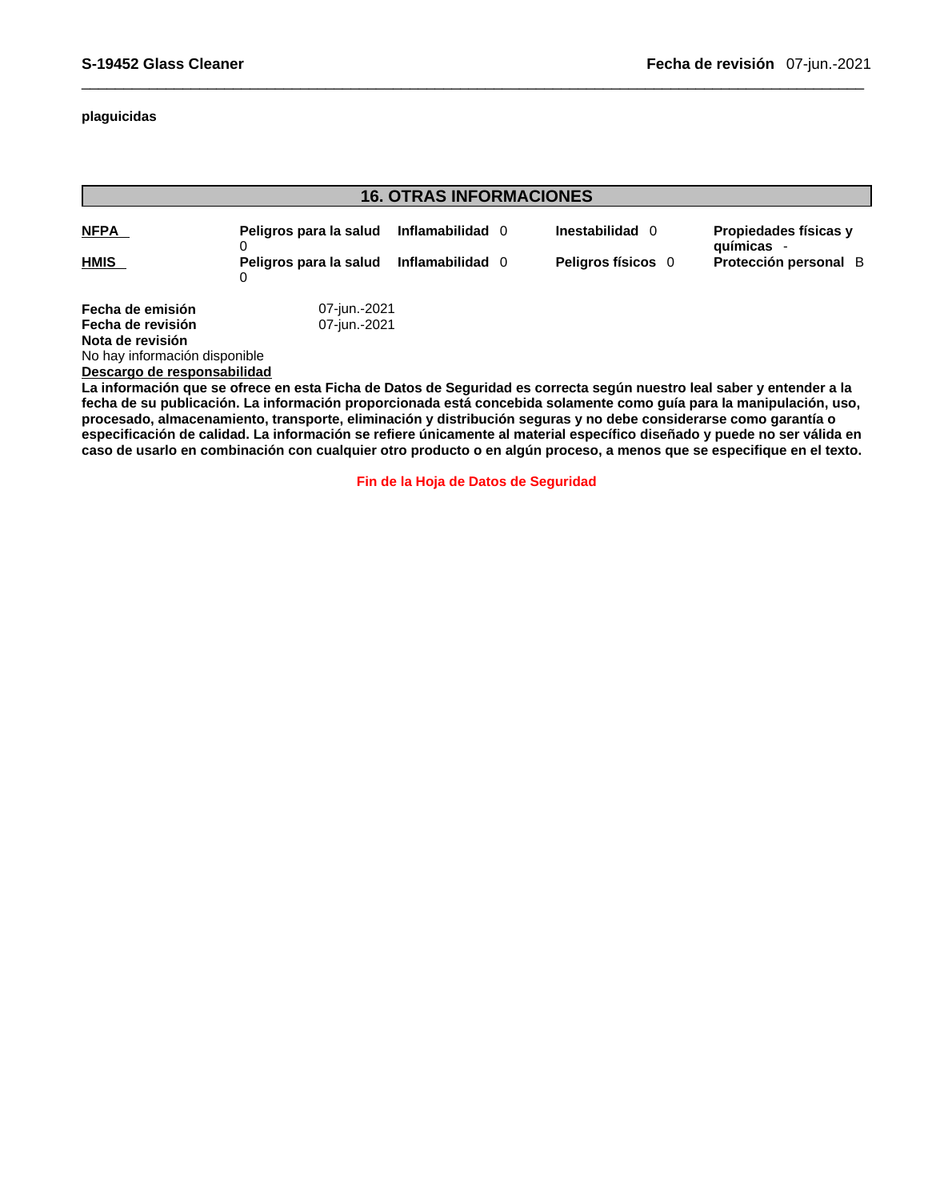**plaguicidas**

## 16. OTRAS INFORMACIONES

| | | | | |
|---|---|---|---|---|
| **NFPA** | **Peligros para la salud** 0 | **Inflamabilidad** 0 | **Inestabilidad** 0 | **Propiedades físicas y químicas** - |
| **HMIS** | **Peligros para la salud** 0 | **Inflamabilidad** 0 | **Peligros físicos** 0 | **Protección personal** B |

**Fecha de emisión** 07-jun.-2021
**Fecha de revisión** 07-jun.-2021
**Nota de revisión**
No hay información disponible

**Descargo de responsabilidad**

**La información que se ofrece en esta Ficha de Datos de Seguridad es correcta según nuestro leal saber y entender a la fecha de su publicación. La información proporcionada está concebida solamente como guía para la manipulación, uso, procesado, almacenamiento, transporte, eliminación y distribución seguras y no debe considerarse como garantía o especificación de calidad. La información se refiere únicamente al material específico diseñado y puede no ser válida en caso de usarlo en combinación con cualquier otro producto o en algún proceso, a menos que se especifique en el texto.**

**Fin de la Hoja de Datos de Seguridad**